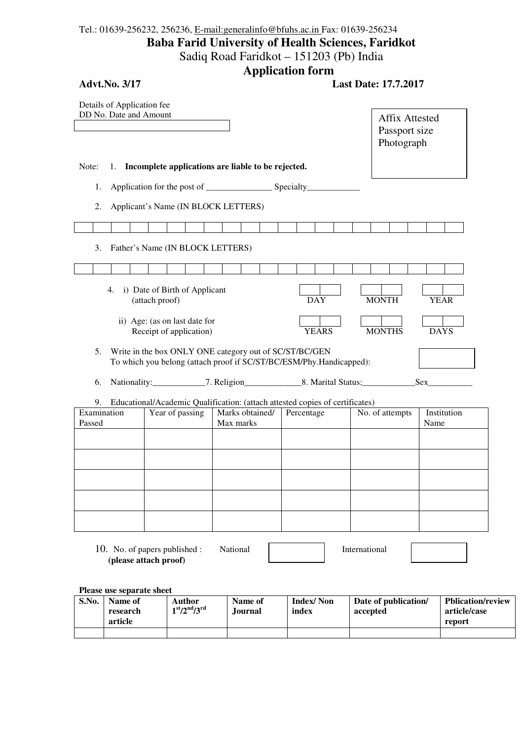Tel.: 01639-256232, 256236, E-mail:generalinfo@bfuhs.ac.in Fax: 01639-256234

# Baba Farid University of Health Sciences, Faridkot

Sadiq Road Faridkot – 151203 (Pb) India

## Application form

**Advt.No. 3/17** **Last Date: 17.7.2017**

Details of Application fee
DD No. Date and Amount

Affix Attested Passport size Photograph

Note: 1. **Incomplete applications are liable to be rejected.**

1. Application for the post of _______________ Specialty____________
2. Applicant's Name (IN BLOCK LETTERS)

| | | | | | | | | | | | | | | | | | | | | |
|---|---|---|---|---|---|---|---|---|---|---|---|---|---|---|---|---|---|---|---|---|

3. Father's Name (IN BLOCK LETTERS)

| | | | | | | | | | | | | | | | | | | | | |
|---|---|---|---|---|---|---|---|---|---|---|---|---|---|---|---|---|---|---|---|---|

4. i) Date of Birth of Applicant (attach proof) — DAY / MONTH / YEAR

   ii) Age: (as on last date for Receipt of application) — YEARS / MONTHS / DAYS

5. Write in the box ONLY ONE category out of SC/ST/BC/GEN To which you belong (attach proof if SC/ST/BC/ESM/Phy.Handicapped):
6. Nationality:____________7. Religion_____________8. Marital Status;____________Sex__________
9. Educational/Academic Qualification: (attach attested copies of certificates)

| Examination Passed | Year of passing | Marks obtained/ Max marks | Percentage | No. of attempts | Institution Name |
|---|---|---|---|---|---|
| | | | | | |
| | | | | | |
| | | | | | |
| | | | | | |
| | | | | | |

10. No. of papers published : National ______ International ______
    **(please attach proof)**

**Please use separate sheet**

| **S.No.** | **Name of research article** | **Author $1^{st}/2^{nd}/3^{rd}$** | **Name of Journal** | **Index/ Non index** | **Date of publication/ accepted** | **Pblication/review article/case report** |
|---|---|---|---|---|---|---|
| | | | | | | |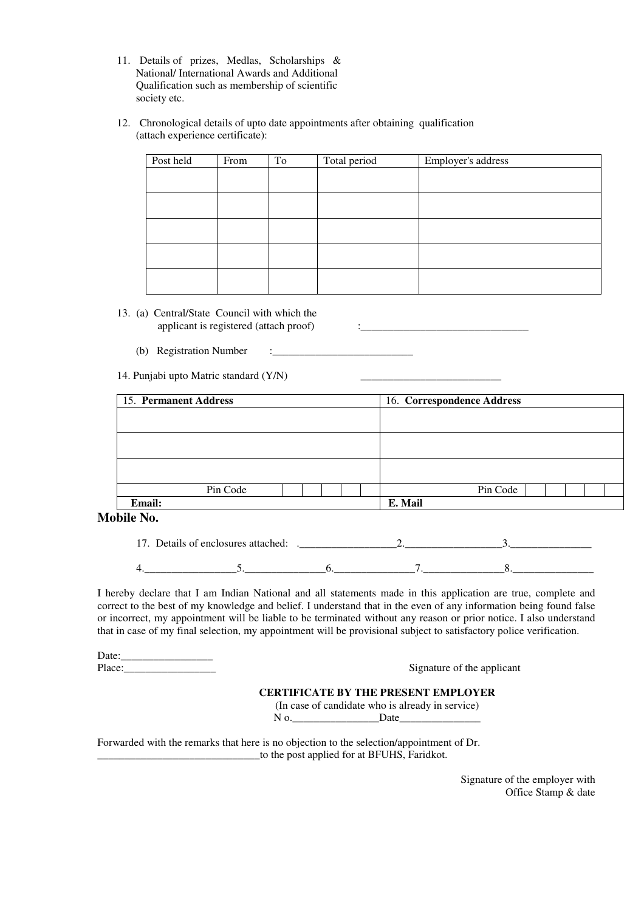11. Details of prizes, Medlas, Scholarships & National/ International Awards and Additional Qualification such as membership of scientific society etc.

12. Chronological details of upto date appointments after obtaining qualification (attach experience certificate):

| Post held | From | To | Total period | Employer's address |
|---|---|---|---|---|
| | | | | |
| | | | | |
| | | | | |
| | | | | |
| | | | | |

13. (a) Central/State Council with which the applicant is registered (attach proof) :_______________________________

(b) Registration Number :__________________________

14. Punjabi upto Matric standard (Y/N) __________________________

| 15. **Permanent Address** | | | | | | 16. **Correspondence Address** | | | | | |
|---|---|---|---|---|---|---|---|---|---|---|---|
| | | | | | | | | | | | |
| | | | | | | | | | | | |
| | | | | | | | | | | | |
| Pin Code | | | | | | Pin Code | | | | | |
| **Email:** | | | | | | **E. Mail** | | | | | |

**Mobile No.**

17. Details of enclosures attached: .__________________2.__________________3._______________

4._________________5._______________6._______________7._______________8._______________

I hereby declare that I am Indian National and all statements made in this application are true, complete and correct to the best of my knowledge and belief. I understand that in the even of any information being found false or incorrect, my appointment will be liable to be terminated without any reason or prior notice. I also understand that in case of my final selection, my appointment will be provisional subject to satisfactory police verification.

Date:_________________

Place:_________________

Signature of the applicant

**CERTIFICATE BY THE PRESENT EMPLOYER**

(In case of candidate who is already in service)

N o.________________Date_______________

Forwarded with the remarks that here is no objection to the selection/appointment of Dr. ______________________________to the post applied for at BFUHS, Faridkot.

Signature of the employer with Office Stamp & date